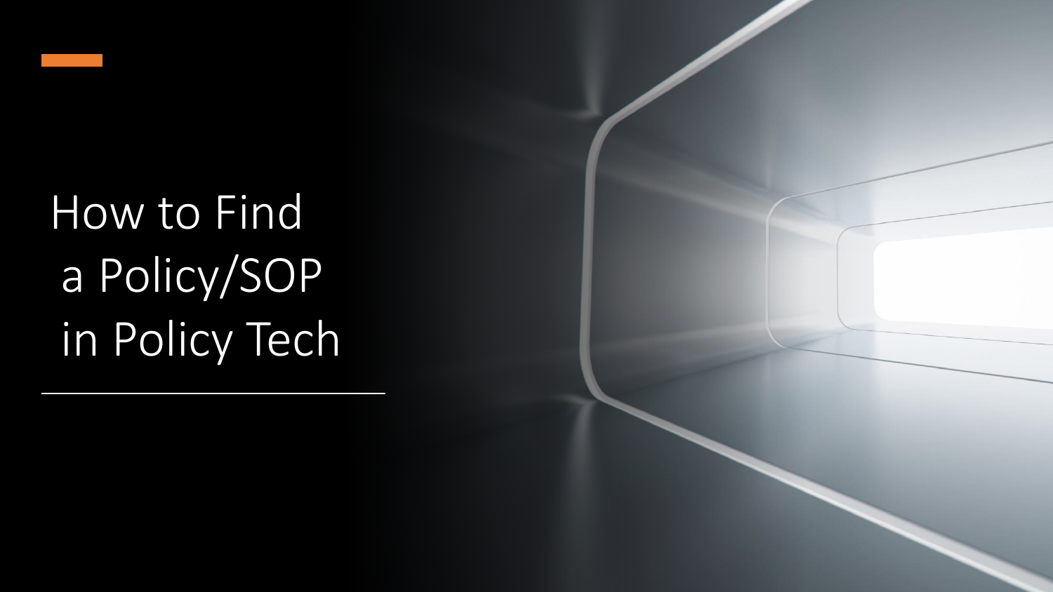# How to Find a Policy/SOP in Policy Tech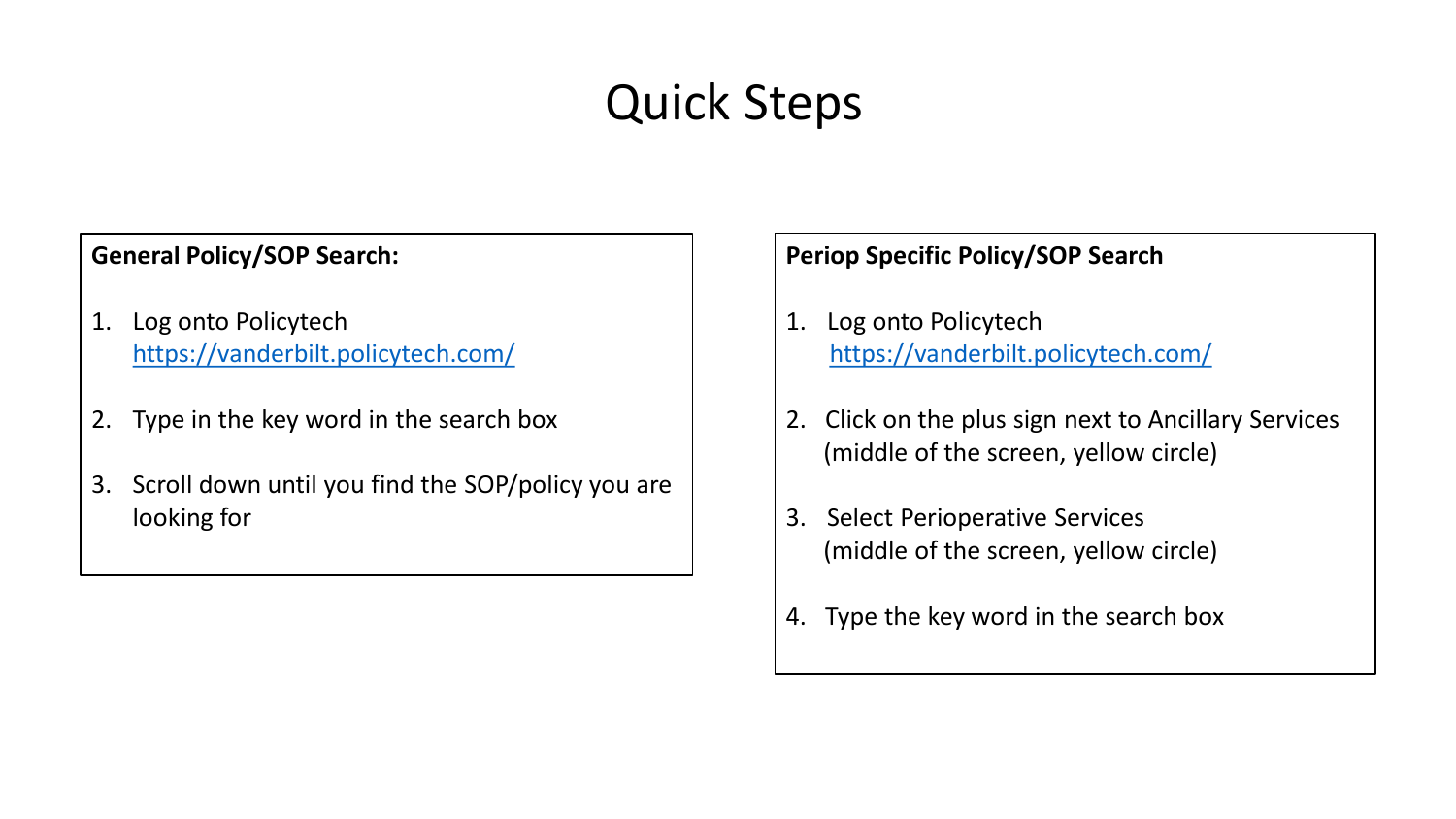# Quick Steps

**General Policy/SOP Search:**

1. Log onto Policytech
   https://vanderbilt.policytech.com/

2. Type in the key word in the search box

3. Scroll down until you find the SOP/policy you are looking for

**Periop Specific Policy/SOP Search**

1. Log onto Policytech
   https://vanderbilt.policytech.com/

2. Click on the plus sign next to Ancillary Services
   (middle of the screen, yellow circle)

3. Select Perioperative Services
   (middle of the screen, yellow circle)

4. Type the key word in the search box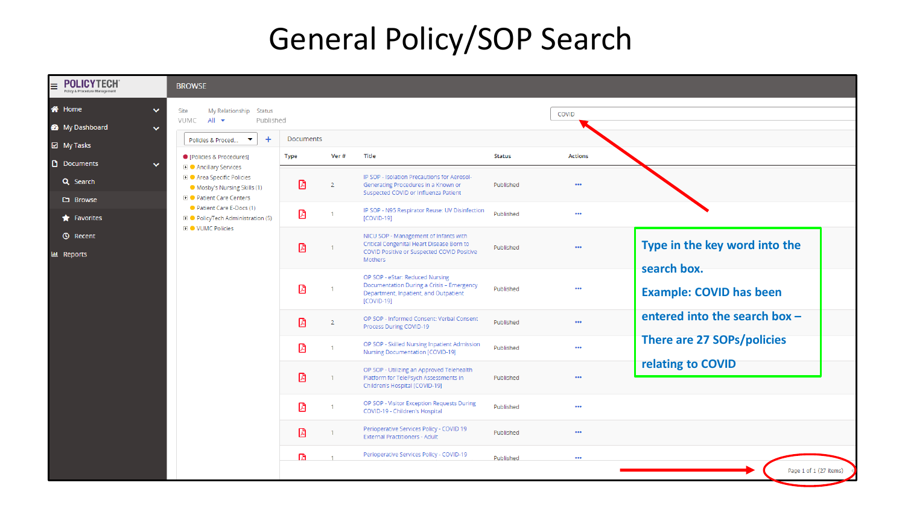# General Policy/SOP Search

POLICYTECH Policy & Procedure Management

BROWSE

- Home
- My Dashboard
- My Tasks
- Documents
  - Search
  - Browse
  - Favorites
  - Recent
- Reports

Site: VUMC | My Relationship: All | Status: Published

COVID

Policies & Proced...

- [Policies & Procedures]
  - Ancillary Services
  - Area Specific Policies
  - Mosby's Nursing Skills (1)
  - Patient Care Centers
  - Patient Care E-Docs (1)
  - PolicyTech Administration (5)
  - VUMC Policies

Documents

| Type | Ver # | Title | Status | Actions |
| --- | --- | --- | --- | --- |
| | 2 | IP SOP - Isolation Precautions for Aerosol-Generating Procedures in a Known or Suspected COVID or Influenza Patient | Published | ••• |
| | 1 | IP SOP - N95 Respirator Reuse: UV Disinfection [COVID-19] | Published | ••• |
| | 1 | NICU SOP - Management of Infants with Critical Congenital Heart Disease Born to COVID Positive or Suspected COVID Positive Mothers | Published | ••• |
| | 1 | OP SOP - eStar: Reduced Nursing Documentation During a Crisis – Emergency Department, Inpatient, and Outpatient [COVID-19] | Published | ••• |
| | 2 | OP SOP - Informed Consent: Verbal Consent Process During COVID-19 | Published | ••• |
| | 1 | OP SOP - Skilled Nursing Inpatient Admission Nursing Documentation [COVID-19] | Published | ••• |
| | 1 | OP SOP - Utilizing an Approved Telehealth Platform for TelePsych Assessments in Children's Hospital [COVID-19] | Published | ••• |
| | 1 | OP SOP - Visitor Exception Requests During COVID-19 - Children's Hospital | Published | ••• |
| | 1 | Perioperative Services Policy - COVID 19 External Practitioners - Adult | Published | ••• |
| | 1 | Perioperative Services Policy - COVID-19 | Published | ••• |

Page 1 of 1 (27 items)

**Type in the key word into the search box.**

**Example: COVID has been entered into the search box – There are 27 SOPs/policies relating to COVID**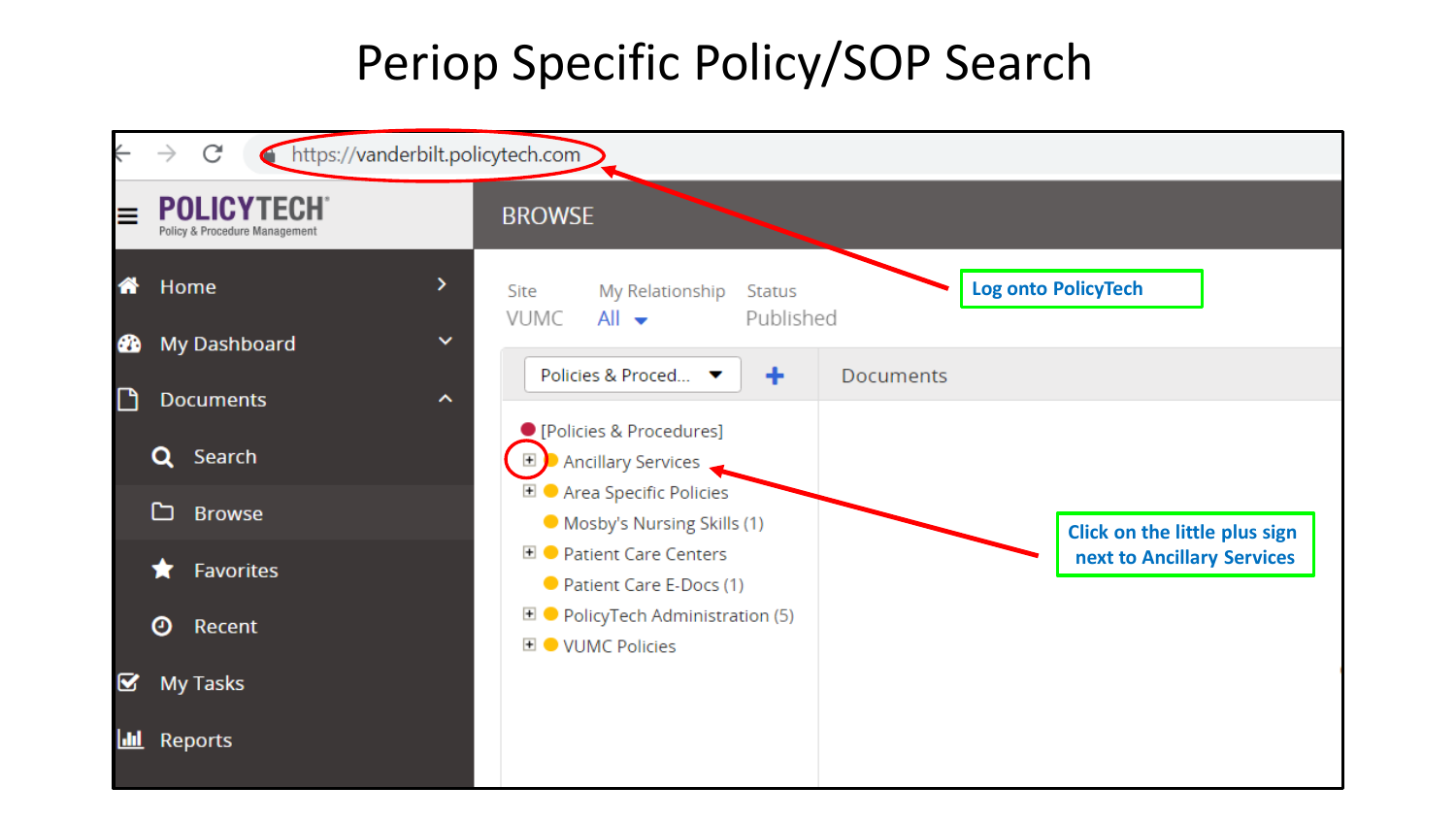# Periop Specific Policy/SOP Search

https://vanderbilt.policytech.com

POLICYTECH
Policy & Procedure Management

- Home
- My Dashboard
- Documents
  - Search
  - Browse
  - Favorites
  - Recent
- My Tasks
- Reports

BROWSE

Site: VUMC | My Relationship: All | Status: Published

Policies & Proced... | Documents

- [Policies & Procedures]
  - ⊞ Ancillary Services
  - ⊞ Area Specific Policies
  - Mosby's Nursing Skills (1)
  - ⊞ Patient Care Centers
  - Patient Care E-Docs (1)
  - ⊞ PolicyTech Administration (5)
  - ⊞ VUMC Policies

**Log onto PolicyTech**

**Click on the little plus sign next to Ancillary Services**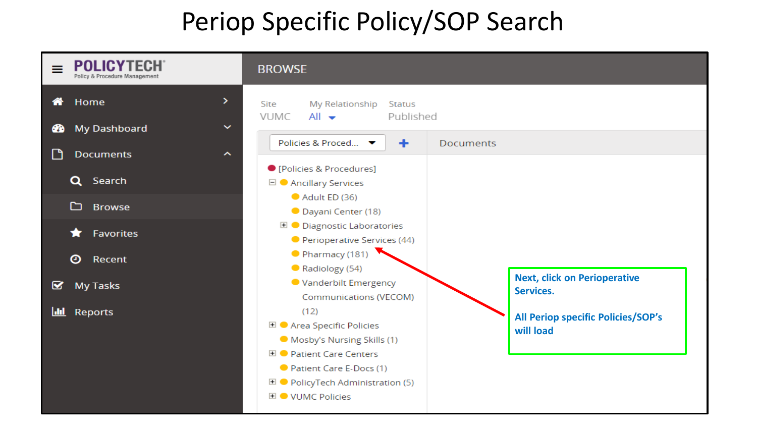# Periop Specific Policy/SOP Search

POLICYTECH
Policy & Procedure Management

- Home
- My Dashboard
- Documents
  - Search
  - Browse
  - Favorites
  - Recent
- My Tasks
- Reports

BROWSE

Site: VUMC | My Relationship: All | Status: Published

Policies & Proced... | Documents

- [Policies & Procedures]
  - Ancillary Services
    - Adult ED (36)
    - Dayani Center (18)
    - Diagnostic Laboratories
    - Perioperative Services (44)
    - Pharmacy (181)
    - Radiology (54)
    - Vanderbilt Emergency Communications (VECOM) (12)
  - Area Specific Policies
  - Mosby's Nursing Skills (1)
  - Patient Care Centers
  - Patient Care E-Docs (1)
  - PolicyTech Administration (5)
  - VUMC Policies

**Next, click on Perioperative Services.**

**All Periop specific Policies/SOP's will load**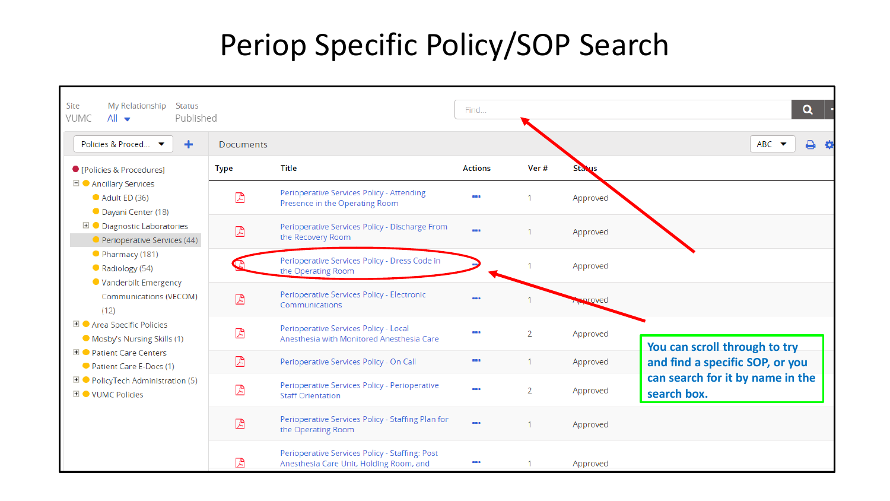# Periop Specific Policy/SOP Search

Site: VUMC | My Relationship: All | Status: Published

Find...

Policies & Proced... | Documents | ABC

- [Policies & Procedures]
  - Ancillary Services
    - Adult ED (36)
    - Dayani Center (18)
    - Diagnostic Laboratories
    - Perioperative Services (44)
    - Pharmacy (181)
    - Radiology (54)
    - Vanderbilt Emergency Communications (VECOM) (12)
  - Area Specific Policies
  - Mosby's Nursing Skills (1)
  - Patient Care Centers
  - Patient Care E-Docs (1)
  - PolicyTech Administration (5)
  - VUMC Policies

| Type | Title | Actions | Ver # | Status |
| --- | --- | --- | --- | --- |
| | Perioperative Services Policy - Attending Presence in the Operating Room | ... | 1 | Approved |
| | Perioperative Services Policy - Discharge From the Recovery Room | ... | 1 | Approved |
| | Perioperative Services Policy - Dress Code in the Operating Room | ... | 1 | Approved |
| | Perioperative Services Policy - Electronic Communications | ... | 1 | Approved |
| | Perioperative Services Policy - Local Anesthesia with Monitored Anesthesia Care | ... | 2 | Approved |
| | Perioperative Services Policy - On Call | ... | 1 | Approved |
| | Perioperative Services Policy - Perioperative Staff Orientation | ... | 2 | Approved |
| | Perioperative Services Policy - Staffing Plan for the Operating Room | ... | 1 | Approved |
| | Perioperative Services Policy - Staffing: Post Anesthesia Care Unit, Holding Room, and | ... | 1 | Approved |

**You can scroll through to try and find a specific SOP, or you can search for it by name in the search box.**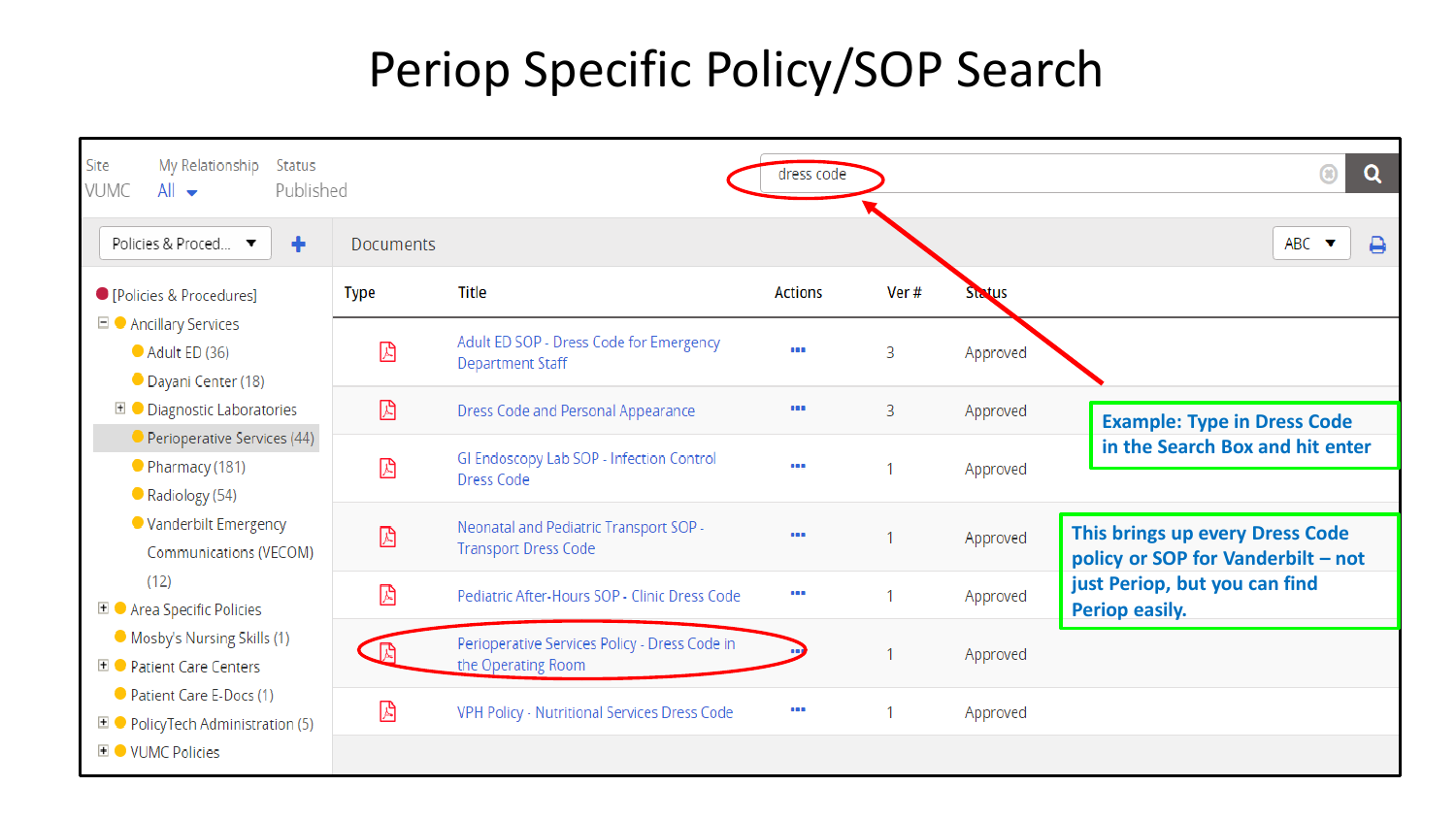# Periop Specific Policy/SOP Search

Site: VUMC
My Relationship: All
Status: Published

Search: dress code

Policies & Proced...

Documents

ABC

- [Policies & Procedures]
  - Ancillary Services
    - Adult ED (36)
    - Dayani Center (18)
    - Diagnostic Laboratories
    - Perioperative Services (44)
    - Pharmacy (181)
    - Radiology (54)
    - Vanderbilt Emergency Communications (VECOM) (12)
  - Area Specific Policies
  - Mosby's Nursing Skills (1)
  - Patient Care Centers
  - Patient Care E-Docs (1)
  - PolicyTech Administration (5)
  - VUMC Policies

| Type | Title | Actions | Ver # | Status |
|---|---|---|---|---|
| PDF | Adult ED SOP - Dress Code for Emergency Department Staff | ... | 3 | Approved |
| PDF | Dress Code and Personal Appearance | ... | 3 | Approved |
| PDF | GI Endoscopy Lab SOP - Infection Control Dress Code | ... | 1 | Approved |
| PDF | Neonatal and Pediatric Transport SOP - Transport Dress Code | ... | 1 | Approved |
| PDF | Pediatric After-Hours SOP - Clinic Dress Code | ... | 1 | Approved |
| PDF | Perioperative Services Policy - Dress Code in the Operating Room | ... | 1 | Approved |
| PDF | VPH Policy - Nutritional Services Dress Code | ... | 1 | Approved |

**Example: Type in Dress Code in the Search Box and hit enter**

**This brings up every Dress Code policy or SOP for Vanderbilt – not just Periop, but you can find Periop easily.**